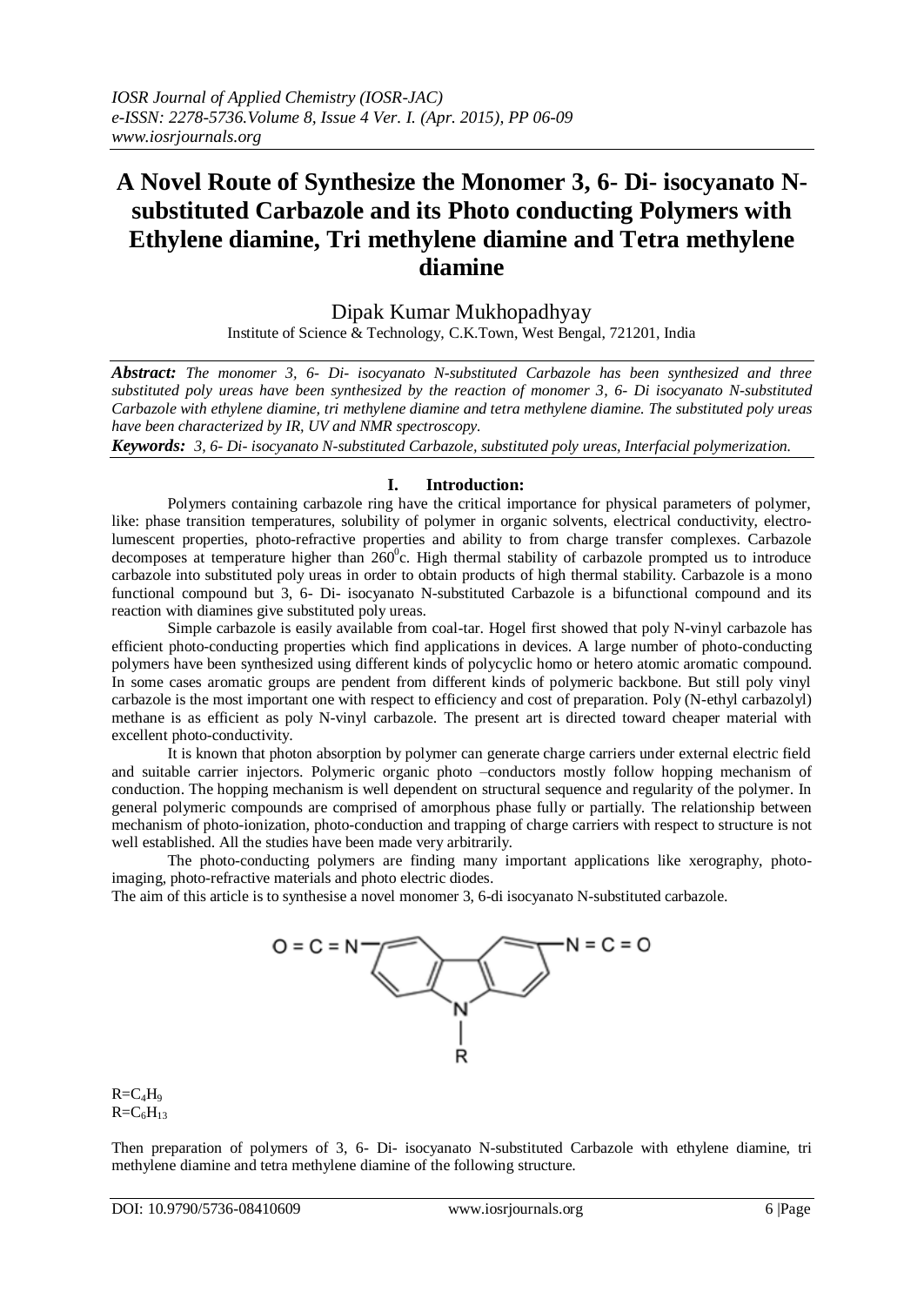# A Novel Route of Synthesize the Monomer 3, 6- Di- isocyanato N-substituted Carbazole and its Photo conducting Polymers with Ethylene diamine, Tri methylene diamine and Tetra methylene diamine

Dipak Kumar Mukhopadhyay

Institute of Science & Technology, C.K.Town, West Bengal, 721201, India

***Abstract:*** *The monomer 3, 6- Di- isocyanato N-substituted Carbazole has been synthesized and three substituted poly ureas have been synthesized by the reaction of monomer 3, 6- Di isocyanato N-substituted Carbazole with ethylene diamine, tri methylene diamine and tetra methylene diamine. The substituted poly ureas have been characterized by IR, UV and NMR spectroscopy.*

***Keywords:*** *3, 6- Di- isocyanato N-substituted Carbazole, substituted poly ureas, Interfacial polymerization.*

## I. Introduction:

Polymers containing carbazole ring have the critical importance for physical parameters of polymer, like: phase transition temperatures, solubility of polymer in organic solvents, electrical conductivity, electro-lumescent properties, photo-refractive properties and ability to from charge transfer complexes. Carbazole decomposes at temperature higher than $260^0$c. High thermal stability of carbazole prompted us to introduce carbazole into substituted poly ureas in order to obtain products of high thermal stability. Carbazole is a mono functional compound but 3, 6- Di- isocyanato N-substituted Carbazole is a bifunctional compound and its reaction with diamines give substituted poly ureas.

Simple carbazole is easily available from coal-tar. Hogel first showed that poly N-vinyl carbazole has efficient photo-conducting properties which find applications in devices. A large number of photo-conducting polymers have been synthesized using different kinds of polycyclic homo or hetero atomic aromatic compound. In some cases aromatic groups are pendent from different kinds of polymeric backbone. But still poly vinyl carbazole is the most important one with respect to efficiency and cost of preparation. Poly (N-ethyl carbazolyl) methane is as efficient as poly N-vinyl carbazole. The present art is directed toward cheaper material with excellent photo-conductivity.

It is known that photon absorption by polymer can generate charge carriers under external electric field and suitable carrier injectors. Polymeric organic photo –conductors mostly follow hopping mechanism of conduction. The hopping mechanism is well dependent on structural sequence and regularity of the polymer. In general polymeric compounds are comprised of amorphous phase fully or partially. The relationship between mechanism of photo-ionization, photo-conduction and trapping of charge carriers with respect to structure is not well established. All the studies have been made very arbitrarily.

The photo-conducting polymers are finding many important applications like xerography, photo-imaging, photo-refractive materials and photo electric diodes.

The aim of this article is to synthesise a novel monomer 3, 6-di isocyanato N-substituted carbazole.

O = C = N — [carbazole] — N = C = O, with N–R

$R=C_4H_9$
$R=C_6H_{13}$

Then preparation of polymers of 3, 6- Di- isocyanato N-substituted Carbazole with ethylene diamine, tri methylene diamine and tetra methylene diamine of the following structure.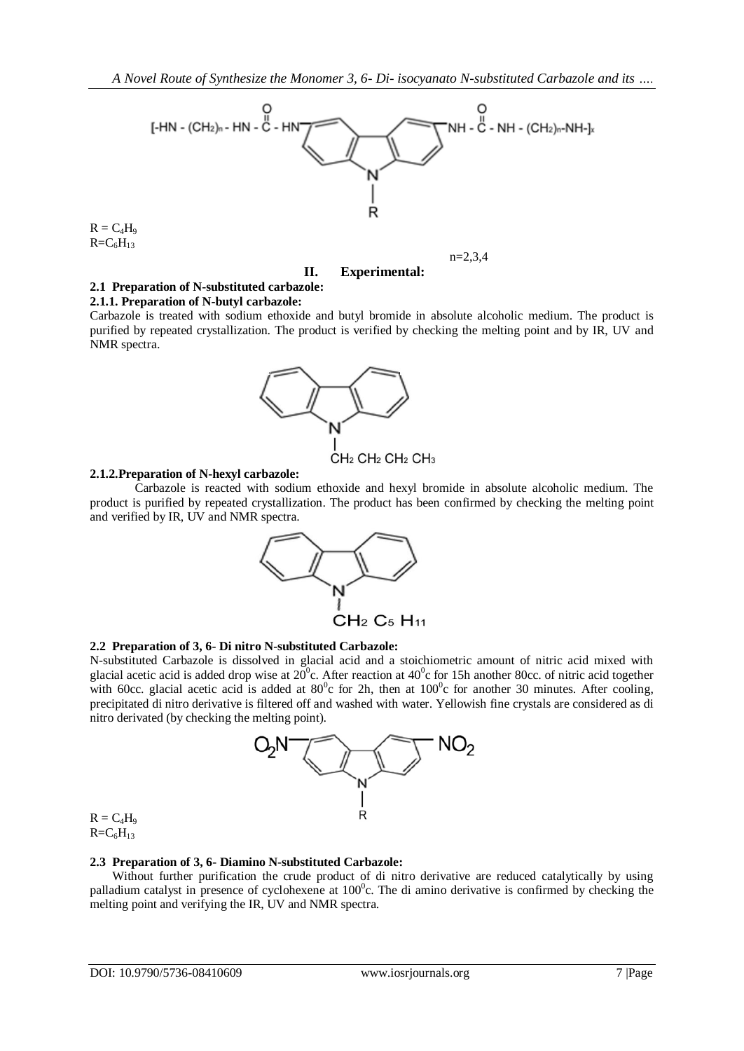$[-HN-(CH_2)_n-HN-\overset{O}{\overset{\|}{C}}-HN-$ (carbazole) $-NH-\overset{O}{\overset{\|}{C}}-NH-(CH_2)_n-NH-]_x$

$R = C_4H_9$
$R = C_6H_{13}$

$n = 2, 3, 4$

## II. Experimental:

### 2.1 Preparation of N-substituted carbazole:

#### 2.1.1. Preparation of N-butyl carbazole:

Carbazole is treated with sodium ethoxide and butyl bromide in absolute alcoholic medium. The product is purified by repeated crystallization. The product is verified by checking the melting point and by IR, UV and NMR spectra.

$CH_2\,CH_2\,CH_2\,CH_3$

#### 2.1.2. Preparation of N-hexyl carbazole:

Carbazole is reacted with sodium ethoxide and hexyl bromide in absolute alcoholic medium. The product is purified by repeated crystallization. The product has been confirmed by checking the melting point and verified by IR, UV and NMR spectra.

$CH_2\,C_5\,H_{11}$

### 2.2 Preparation of 3, 6- Di nitro N-substituted Carbazole:

N-substituted Carbazole is dissolved in glacial acid and a stoichiometric amount of nitric acid mixed with glacial acetic acid is added drop wise at $20^0$c. After reaction at $40^0$c for 15h another 80cc. of nitric acid together with 60cc. glacial acetic acid is added at $80^0$c for 2h, then at $100^0$c for another 30 minutes. After cooling, precipitated di nitro derivative is filtered off and washed with water. Yellowish fine crystals are considered as di nitro derivated (by checking the melting point).

$O_2N$ — $NO_2$

$R = C_4H_9$
$R = C_6H_{13}$

### 2.3 Preparation of 3, 6- Diamino N-substituted Carbazole:

Without further purification the crude product of di nitro derivative are reduced catalytically by using palladium catalyst in presence of cyclohexene at $100^0$c. The di amino derivative is confirmed by checking the melting point and verifying the IR, UV and NMR spectra.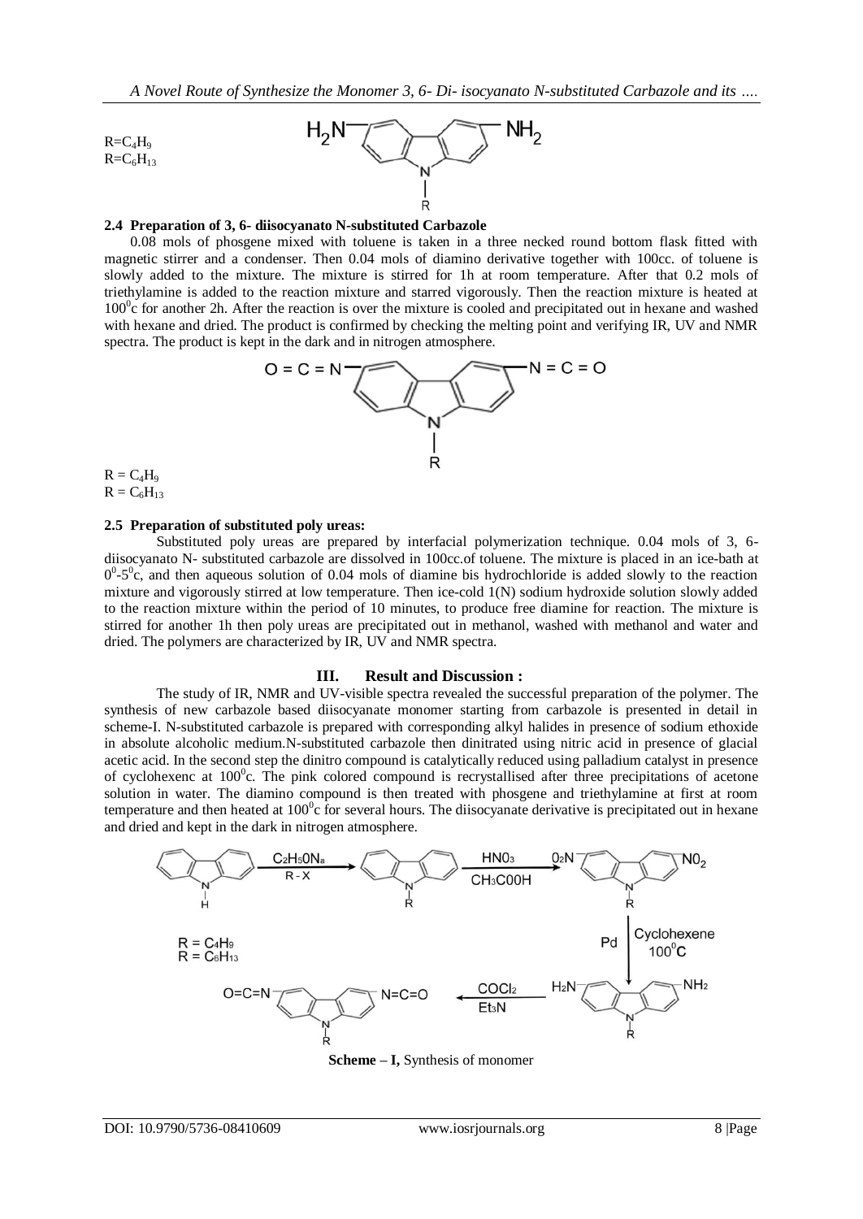$R=C_4H_9$
$R=C_6H_{13}$

### 2.4 Preparation of 3, 6- diisocyanato N-substituted Carbazole

0.08 mols of phosgene mixed with toluene is taken in a three necked round bottom flask fitted with magnetic stirrer and a condenser. Then 0.04 mols of diamino derivative together with 100cc. of toluene is slowly added to the mixture. The mixture is stirred for 1h at room temperature. After that 0.2 mols of triethylamine is added to the reaction mixture and starred vigorously. Then the reaction mixture is heated at $100^0$c for another 2h. After the reaction is over the mixture is cooled and precipitated out in hexane and washed with hexane and dried. The product is confirmed by checking the melting point and verifying IR, UV and NMR spectra. The product is kept in the dark and in nitrogen atmosphere.

$R = C_4H_9$
$R = C_6H_{13}$

### 2.5 Preparation of substituted poly ureas:

Substituted poly ureas are prepared by interfacial polymerization technique. 0.04 mols of 3, 6-diisocyanato N- substituted carbazole are dissolved in 100cc.of toluene. The mixture is placed in an ice-bath at $0^0$-$5^0$c, and then aqueous solution of 0.04 mols of diamine bis hydrochloride is added slowly to the reaction mixture and vigorously stirred at low temperature. Then ice-cold 1(N) sodium hydroxide solution slowly added to the reaction mixture within the period of 10 minutes, to produce free diamine for reaction. The mixture is stirred for another 1h then poly ureas are precipitated out in methanol, washed with methanol and water and dried. The polymers are characterized by IR, UV and NMR spectra.

## III. Result and Discussion :

The study of IR, NMR and UV-visible spectra revealed the successful preparation of the polymer. The synthesis of new carbazole based diisocyanate monomer starting from carbazole is presented in detail in scheme-I. N-substituted carbazole is prepared with corresponding alkyl halides in presence of sodium ethoxide in absolute alcoholic medium.N-substituted carbazole then dinitrated using nitric acid in presence of glacial acetic acid. In the second step the dinitro compound is catalytically reduced using palladium catalyst in presence of cyclohexenc at $100^0$c. The pink colored compound is recrystallised after three precipitations of acetone solution in water. The diamino compound is then treated with phosgene and triethylamine at first at room temperature and then heated at $100^0$c for several hours. The diisocyanate derivative is precipitated out in hexane and dried and kept in the dark in nitrogen atmosphere.

$R = C_4H_9$
$R = C_6H_{13}$

**Scheme – I,** Synthesis of monomer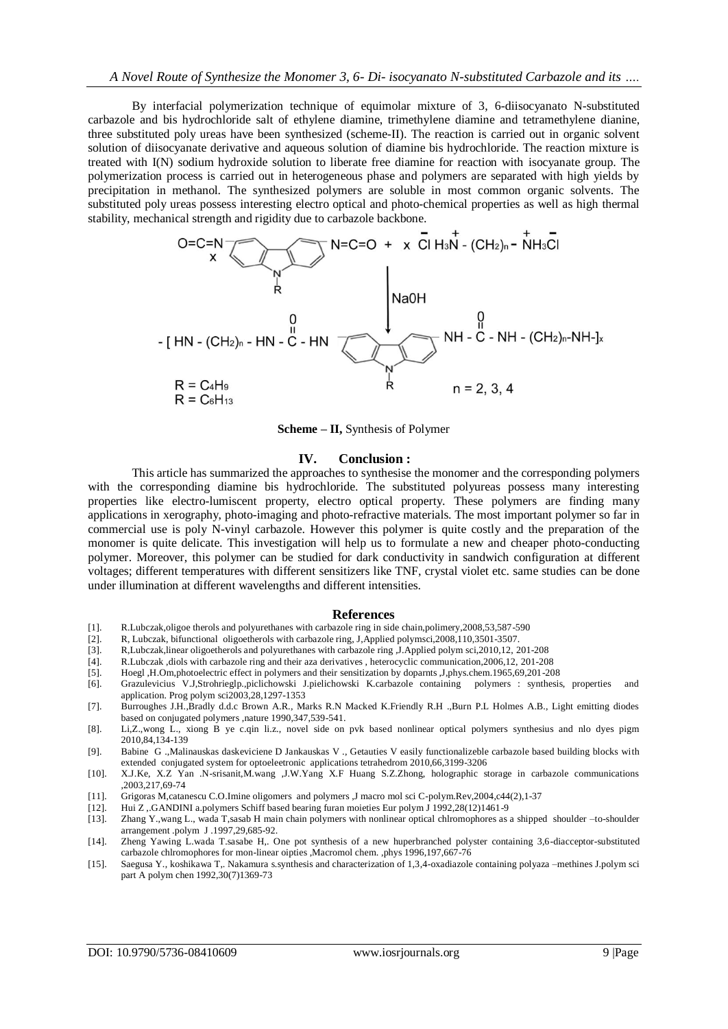By interfacial polymerization technique of equimolar mixture of 3, 6-diisocyanato N-substituted carbazole and bis hydrochloride salt of ethylene diamine, trimethylene diamine and tetramethylene dianine, three substituted poly ureas have been synthesized (scheme-II). The reaction is carried out in organic solvent solution of diisocyanate derivative and aqueous solution of diamine bis hydrochloride. The reaction mixture is treated with I(N) sodium hydroxide solution to liberate free diamine for reaction with isocyanate group. The polymerization process is carried out in heterogeneous phase and polymers are separated with high yields by precipitation in methanol. The synthesized polymers are soluble in most common organic solvents. The substituted poly ureas possess interesting electro optical and photo-chemical properties as well as high thermal stability, mechanical strength and rigidity due to carbazole backbone.

O=C=N x N=C=O + x $\bar{Cl}\ H_3\overset{+}{N} - (CH_2)_n - \overset{+}{N}H_3\bar{Cl}$

Na0H

- [ HN - $(CH_2)_n$ - HN - C(=O) - HN ... NH - C(=O) - NH - $(CH_2)_n$-NH-]$_x$

$R = C_4H_9$
$R = C_6H_{13}$

n = 2, 3, 4

**Scheme – II,** Synthesis of Polymer

## IV. Conclusion :

This article has summarized the approaches to synthesise the monomer and the corresponding polymers with the corresponding diamine bis hydrochloride. The substituted polyureas possess many interesting properties like electro-lumiscent property, electro optical property. These polymers are finding many applications in xerography, photo-imaging and photo-refractive materials. The most important polymer so far in commercial use is poly N-vinyl carbazole. However this polymer is quite costly and the preparation of the monomer is quite delicate. This investigation will help us to formulate a new and cheaper photo-conducting polymer. Moreover, this polymer can be studied for dark conductivity in sandwich configuration at different voltages; different temperatures with different sensitizers like TNF, crystal violet etc. same studies can be done under illumination at different wavelengths and different intensities.

## References

[1]. R.Lubczak,oligoe therols and polyurethanes with carbazole ring in side chain,polimery,2008,53,587-590
[2]. R, Lubczak, bifunctional oligoetherols with carbazole ring, J,Applied polymsci,2008,110,3501-3507.
[3]. R,Lubczak,linear oligoetherols and polyurethanes with carbazole ring ,J.Applied polym sci,2010,12, 201-208
[4]. R.Lubczak ,diols with carbazole ring and their aza derivatives , heterocyclic communication,2006,12, 201-208
[5]. Hoegl ,H.Om,photoelectric effect in polymers and their sensitization by doparnts ,J,phys.chem.1965,69,201-208
[6]. Grazulevicius V.J,Strohrieglp.,piclichowski J.pielichowski K.carbazole containing polymers : synthesis, properties and application. Prog polym sci2003,28,1297-1353
[7]. Burroughes J.H.,Bradly d.d.c Brown A.R., Marks R.N Macked K.Friendly R.H .,Burn P.L Holmes A.B., Light emitting diodes based on conjugated polymers ,nature 1990,347,539-541.
[8]. Li,Z.,wong L., xiong B ye c.qin li.z., novel side on pvk based nonlinear optical polymers synthesius and nlo dyes pigm 2010,84,134-139
[9]. Babine G .,Malinauskas daskeviciene D Jankauskas V ., Getauties V easily functionalizeble carbazole based building blocks with extended conjugated system for optoeleetronic applications tetrahedrom 2010,66,3199-3206
[10]. X.J.Ke, X.Z Yan .N-srisanit,M.wang ,J.W.Yang X.F Huang S.Z.Zhong, holographic storage in carbazole communications ,2003,217,69-74
[11]. Grigoras M,catanescu C.O.Imine oligomers and polymers ,J macro mol sci C-polym.Rev,2004,c44(2),1-37
[12]. Hui Z ,.GANDINI a.polymers Schiff based bearing furan moieties Eur polym J 1992,28(12)1461-9
[13]. Zhang Y.,wang L., wada T,sasab H main chain polymers with nonlinear optical chlromophores as a shipped shoulder –to-shoulder arrangement .polym J .1997,29,685-92.
[14]. Zheng Yawing L.wada T.sasabe H,. One pot synthesis of a new huperbranched polyster containing 3,6-diacceptor-substituted carbazole chlromophores for mon-linear oipties ,Macromol chem. ,phys 1996,197,667-76
[15]. Saegusa Y., koshikawa T,. Nakamura s.synthesis and characterization of 1,3,4-oxadiazole containing polyaza –methines J.polym sci part A polym chen 1992,30(7)1369-73